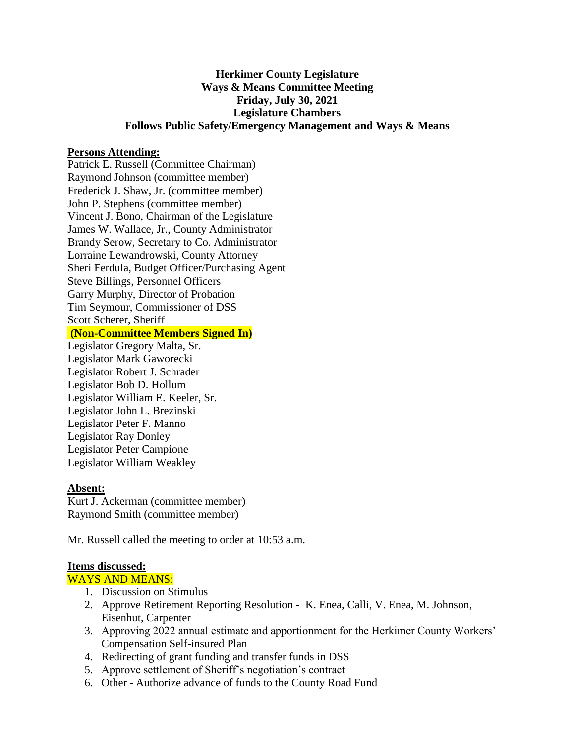**Herkimer County Legislature**
**Ways & Means Committee Meeting**
**Friday, July 30, 2021**
**Legislature Chambers**
**Follows Public Safety/Emergency Management and Ways & Means**

**Persons Attending:**

Patrick E. Russell (Committee Chairman)
Raymond Johnson (committee member)
Frederick J. Shaw, Jr. (committee member)
John P. Stephens (committee member)
Vincent J. Bono, Chairman of the Legislature
James W. Wallace, Jr., County Administrator
Brandy Serow, Secretary to Co. Administrator
Lorraine Lewandrowski, County Attorney
Sheri Ferdula, Budget Officer/Purchasing Agent
Steve Billings, Personnel Officers
Garry Murphy, Director of Probation
Tim Seymour, Commissioner of DSS
Scott Scherer, Sheriff

**(Non-Committee Members Signed In)**

Legislator Gregory Malta, Sr.
Legislator Mark Gaworecki
Legislator Robert J. Schrader
Legislator Bob D. Hollum
Legislator William E. Keeler, Sr.
Legislator John L. Brezinski
Legislator Peter F. Manno
Legislator Ray Donley
Legislator Peter Campione
Legislator William Weakley

**Absent:**

Kurt J. Ackerman (committee member)
Raymond Smith (committee member)

Mr. Russell called the meeting to order at 10:53 a.m.

**Items discussed:**

WAYS AND MEANS:

1. Discussion on Stimulus
2. Approve Retirement Reporting Resolution - K. Enea, Calli, V. Enea, M. Johnson, Eisenhut, Carpenter
3. Approving 2022 annual estimate and apportionment for the Herkimer County Workers' Compensation Self-insured Plan
4. Redirecting of grant funding and transfer funds in DSS
5. Approve settlement of Sheriff's negotiation's contract
6. Other - Authorize advance of funds to the County Road Fund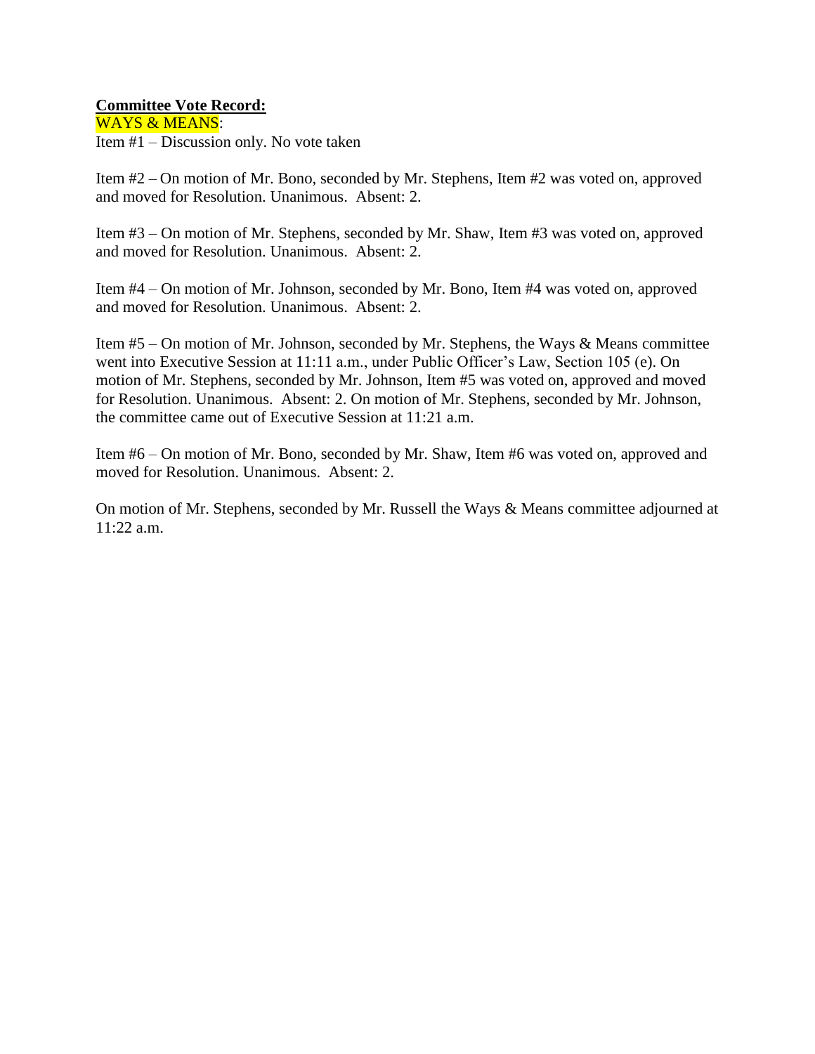**Committee Vote Record:**

WAYS & MEANS:

Item #1 – Discussion only. No vote taken

Item #2 – On motion of Mr. Bono, seconded by Mr. Stephens, Item #2 was voted on, approved and moved for Resolution. Unanimous. Absent: 2.

Item #3 – On motion of Mr. Stephens, seconded by Mr. Shaw, Item #3 was voted on, approved and moved for Resolution. Unanimous. Absent: 2.

Item #4 – On motion of Mr. Johnson, seconded by Mr. Bono, Item #4 was voted on, approved and moved for Resolution. Unanimous. Absent: 2.

Item #5 – On motion of Mr. Johnson, seconded by Mr. Stephens, the Ways & Means committee went into Executive Session at 11:11 a.m., under Public Officer's Law, Section 105 (e). On motion of Mr. Stephens, seconded by Mr. Johnson, Item #5 was voted on, approved and moved for Resolution. Unanimous. Absent: 2. On motion of Mr. Stephens, seconded by Mr. Johnson, the committee came out of Executive Session at 11:21 a.m.

Item #6 – On motion of Mr. Bono, seconded by Mr. Shaw, Item #6 was voted on, approved and moved for Resolution. Unanimous. Absent: 2.

On motion of Mr. Stephens, seconded by Mr. Russell the Ways & Means committee adjourned at 11:22 a.m.